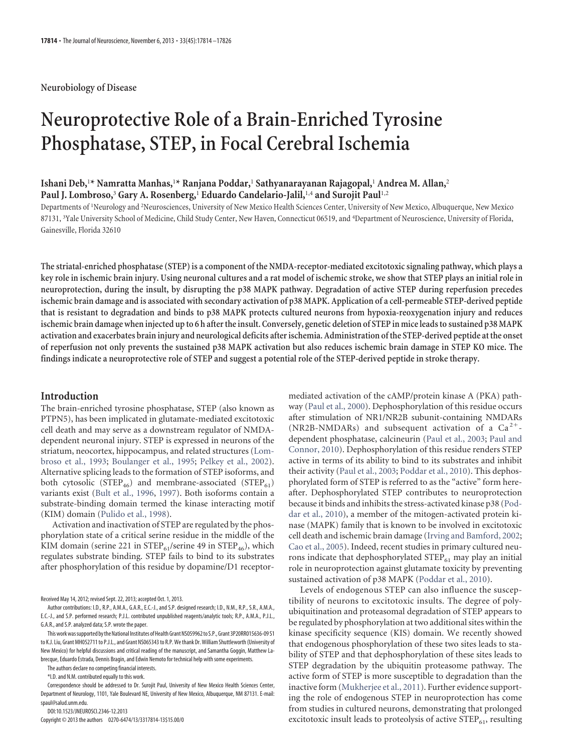Neurobiology of Disease

# Neuroprotective Role of a Brain-Enriched Tyrosine Phosphatase, STEP, in Focal Cerebral Ischemia

**Ishani Deb,[1]* Namratta Manhas,[1]* Ranjana Poddar,[1] Sathyanarayanan Rajagopal,[1] Andrea M. Allan,[2] Paul J. Lombroso,[3] Gary A. Rosenberg,[1] Eduardo Candelario-Jalil,[1,4] and Surojit Paul[1,2]**

Departments of [1]Neurology and [2]Neurosciences, University of New Mexico Health Sciences Center, University of New Mexico, Albuquerque, New Mexico 87131, [3]Yale University School of Medicine, Child Study Center, New Haven, Connecticut 06519, and [4]Department of Neuroscience, University of Florida, Gainesville, Florida 32610

**The striatal-enriched phosphatase (STEP) is a component of the NMDA-receptor-mediated excitotoxic signaling pathway, which plays a key role in ischemic brain injury. Using neuronal cultures and a rat model of ischemic stroke, we show that STEP plays an initial role in neuroprotection, during the insult, by disrupting the p38 MAPK pathway. Degradation of active STEP during reperfusion precedes ischemic brain damage and is associated with secondary activation of p38 MAPK. Application of a cell-permeable STEP-derived peptide that is resistant to degradation and binds to p38 MAPK protects cultured neurons from hypoxia-reoxygenation injury and reduces ischemic brain damage when injected up to 6 h after the insult. Conversely, genetic deletion of STEP in mice leads to sustained p38 MAPK activation and exacerbates brain injury and neurological deficits after ischemia. Administration of the STEP-derived peptide at the onset of reperfusion not only prevents the sustained p38 MAPK activation but also reduces ischemic brain damage in STEP KO mice. The findings indicate a neuroprotective role of STEP and suggest a potential role of the STEP-derived peptide in stroke therapy.**

## Introduction

The brain-enriched tyrosine phosphatase, STEP (also known as PTPN5), has been implicated in glutamate-mediated excitotoxic cell death and may serve as a downstream regulator of NMDA-dependent neuronal injury. STEP is expressed in neurons of the striatum, neocortex, hippocampus, and related structures (Lombroso et al., 1993; Boulanger et al., 1995; Pelkey et al., 2002). Alternative splicing leads to the formation of STEP isoforms, and both cytosolic ($STEP_{46}$) and membrane-associated ($STEP_{61}$) variants exist (Bult et al., 1996, 1997). Both isoforms contain a substrate-binding domain termed the kinase interacting motif (KIM) domain (Pulido et al., 1998).

Activation and inactivation of STEP are regulated by the phosphorylation state of a critical serine residue in the middle of the KIM domain (serine 221 in $STEP_{61}$/serine 49 in $STEP_{46}$), which regulates substrate binding. STEP fails to bind to its substrates after phosphorylation of this residue by dopamine/D1 receptor-mediated activation of the cAMP/protein kinase A (PKA) pathway (Paul et al., 2000). Dephosphorylation of this residue occurs after stimulation of NR1/NR2B subunit-containing NMDARs (NR2B-NMDARs) and subsequent activation of a $Ca^{2+}$-dependent phosphatase, calcineurin (Paul et al., 2003; Paul and Connor, 2010). Dephosphorylation of this residue renders STEP active in terms of its ability to bind to its substrates and inhibit their activity (Paul et al., 2003; Poddar et al., 2010). This dephosphorylated form of STEP is referred to as the "active" form hereafter. Dephosphorylated STEP contributes to neuroprotection because it binds and inhibits the stress-activated kinase p38 (Poddar et al., 2010), a member of the mitogen-activated protein kinase (MAPK) family that is known to be involved in excitotoxic cell death and ischemic brain damage (Irving and Bamford, 2002; Cao et al., 2005). Indeed, recent studies in primary cultured neurons indicate that dephosphorylated $STEP_{61}$ may play an initial role in neuroprotection against glutamate toxicity by preventing sustained activation of p38 MAPK (Poddar et al., 2010).

Levels of endogenous STEP can also influence the susceptibility of neurons to excitotoxic insults. The degree of polyubiquitination and proteasomal degradation of STEP appears to be regulated by phosphorylation at two additional sites within the kinase specificity sequence (KIS) domain. We recently showed that endogenous phosphorylation of these two sites leads to stability of STEP and that dephosphorylation of these sites leads to STEP degradation by the ubiquitin proteasome pathway. The active form of STEP is more susceptible to degradation than the inactive form (Mukherjee et al., 2011). Further evidence supporting the role of endogenous STEP in neuroprotection has come from studies in cultured neurons, demonstrating that prolonged excitotoxic insult leads to proteolysis of active $STEP_{61}$, resulting

Received May 14, 2012; revised Sept. 22, 2013; accepted Oct. 1, 2013.

Author contributions: I.D., R.P., A.M.A., G.A.R., E.C.-J., and S.P. designed research; I.D., N.M., R.P., S.R., A.M.A., E.C.-J., and S.P. performed research; P.J.L. contributed unpublished reagents/analytic tools; R.P., A.M.A., P.J.L., G.A.R., and S.P. analyzed data; S.P. wrote the paper.

This work was supported by the National Institutes of Health Grant NS059962 to S.P., Grant 3P20RR015636-09 S1 to K.J. Liu, Grant MH052711 to P.J.L., and Grant NS065343 to R.P. We thank Dr. William Shuttleworth (University of New Mexico) for helpful discussions and critical reading of the manuscript, and Samantha Goggin, Matthew Labrecque, Eduardo Estrada, Dennis Bragin, and Edwin Nemoto for technical help with some experiments.

The authors declare no competing financial interests.

*I.D. and N.M. contributed equally to this work.

Correspondence should be addressed to Dr. Surojit Paul, University of New Mexico Health Sciences Center, Department of Neurology, 1101, Yale Boulevard NE, University of New Mexico, Albuquerque, NM 87131. E-mail: spaul@salud.unm.edu.

DOI:10.1523/JNEUROSCI.2346-12.2013

Copyright © 2013 the authors 0270-6474/13/3317814-13$15.00/0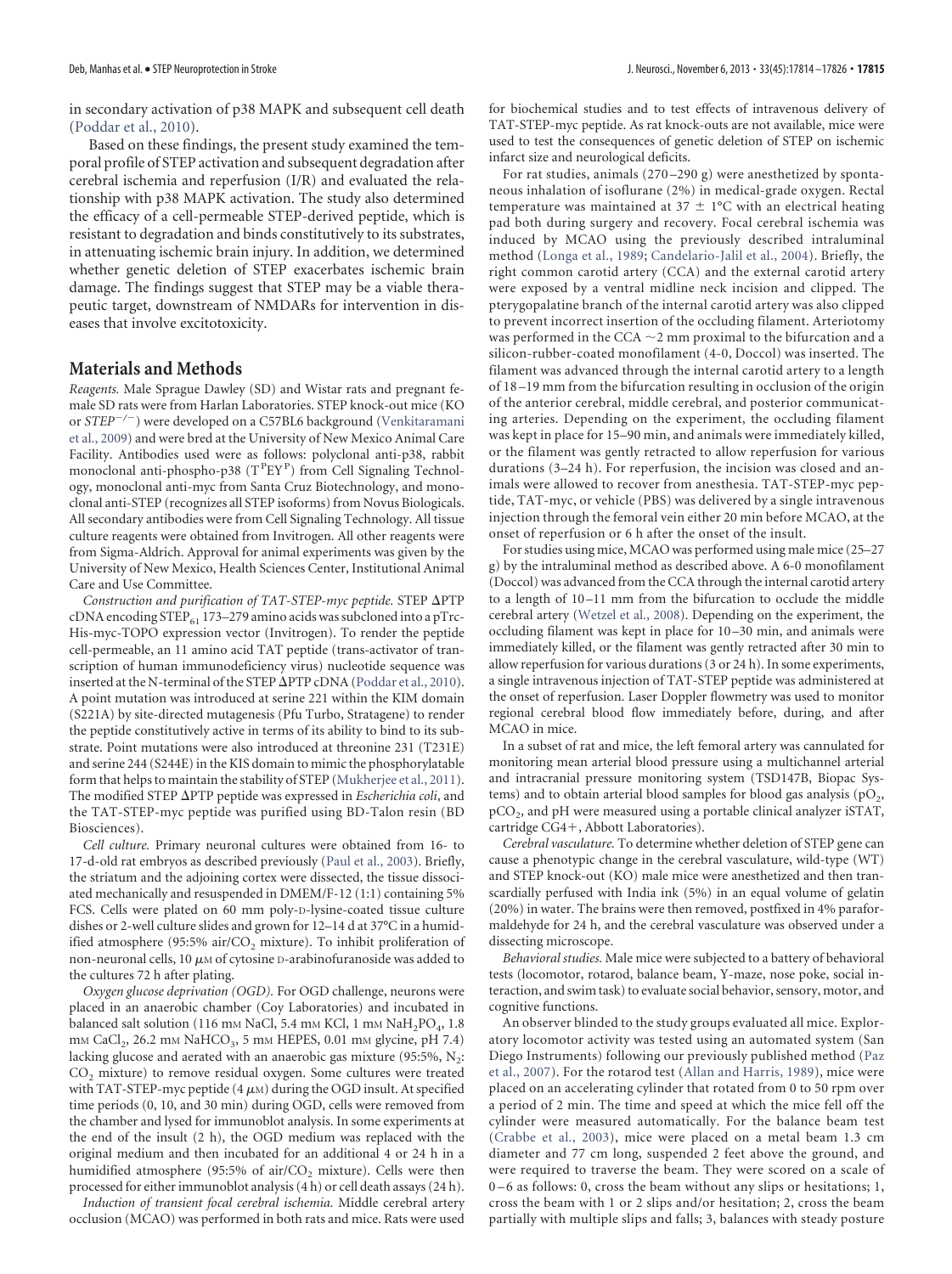in secondary activation of p38 MAPK and subsequent cell death (Poddar et al., 2010).

Based on these findings, the present study examined the temporal profile of STEP activation and subsequent degradation after cerebral ischemia and reperfusion (I/R) and evaluated the relationship with p38 MAPK activation. The study also determined the efficacy of a cell-permeable STEP-derived peptide, which is resistant to degradation and binds constitutively to its substrates, in attenuating ischemic brain injury. In addition, we determined whether genetic deletion of STEP exacerbates ischemic brain damage. The findings suggest that STEP may be a viable therapeutic target, downstream of NMDARs for intervention in diseases that involve excitotoxicity.

## Materials and Methods

*Reagents.* Male Sprague Dawley (SD) and Wistar rats and pregnant female SD rats were from Harlan Laboratories. STEP knock-out mice (KO or $STEP^{-/-}$) were developed on a C57BL6 background (Venkitaramani et al., 2009) and were bred at the University of New Mexico Animal Care Facility. Antibodies used were as follows: polyclonal anti-p38, rabbit monoclonal anti-phospho-p38 ($T^{P}EY^{P}$) from Cell Signaling Technology, monoclonal anti-myc from Santa Cruz Biotechnology, and monoclonal anti-STEP (recognizes all STEP isoforms) from Novus Biologicals. All secondary antibodies were from Cell Signaling Technology. All tissue culture reagents were obtained from Invitrogen. All other reagents were from Sigma-Aldrich. Approval for animal experiments was given by the University of New Mexico, Health Sciences Center, Institutional Animal Care and Use Committee.

*Construction and purification of TAT-STEP-myc peptide.* STEP ΔPTP cDNA encoding $STEP_{61}$ 173–279 amino acids was subcloned into a pTrc-His-myc-TOPO expression vector (Invitrogen). To render the peptide cell-permeable, an 11 amino acid TAT peptide (trans-activator of transcription of human immunodeficiency virus) nucleotide sequence was inserted at the N-terminal of the STEP ΔPTP cDNA (Poddar et al., 2010). A point mutation was introduced at serine 221 within the KIM domain (S221A) by site-directed mutagenesis (Pfu Turbo, Stratagene) to render the peptide constitutively active in terms of its ability to bind to its substrate. Point mutations were also introduced at threonine 231 (T231E) and serine 244 (S244E) in the KIS domain to mimic the phosphorylatable form that helps to maintain the stability of STEP (Mukherjee et al., 2011). The modified STEP ΔPTP peptide was expressed in *Escherichia coli*, and the TAT-STEP-myc peptide was purified using BD-Talon resin (BD Biosciences).

*Cell culture.* Primary neuronal cultures were obtained from 16- to 17-d-old rat embryos as described previously (Paul et al., 2003). Briefly, the striatum and the adjoining cortex were dissected, the tissue dissociated mechanically and resuspended in DMEM/F-12 (1:1) containing 5% FCS. Cells were plated on 60 mm poly-D-lysine-coated tissue culture dishes or 2-well culture slides and grown for 12–14 d at 37°C in a humidified atmosphere (95:5% air/$CO_2$ mixture). To inhibit proliferation of non-neuronal cells, 10 μM of cytosine D-arabinofuranoside was added to the cultures 72 h after plating.

*Oxygen glucose deprivation (OGD).* For OGD challenge, neurons were placed in an anaerobic chamber (Coy Laboratories) and incubated in balanced salt solution (116 mM NaCl, 5.4 mM KCl, 1 mM $NaH_2PO_4$, 1.8 mM $CaCl_2$, 26.2 mM $NaHCO_3$, 5 mM HEPES, 0.01 mM glycine, pH 7.4) lacking glucose and aerated with an anaerobic gas mixture (95:5%, $N_2$:$CO_2$ mixture) to remove residual oxygen. Some cultures were treated with TAT-STEP-myc peptide (4 μM) during the OGD insult. At specified time periods (0, 10, and 30 min) during OGD, cells were removed from the chamber and lysed for immunoblot analysis. In some experiments at the end of the insult (2 h), the OGD medium was replaced with the original medium and then incubated for an additional 4 or 24 h in a humidified atmosphere (95:5% of air/$CO_2$ mixture). Cells were then processed for either immunoblot analysis (4 h) or cell death assays (24 h).

*Induction of transient focal cerebral ischemia.* Middle cerebral artery occlusion (MCAO) was performed in both rats and mice. Rats were used for biochemical studies and to test effects of intravenous delivery of TAT-STEP-myc peptide. As rat knock-outs are not available, mice were used to test the consequences of genetic deletion of STEP on ischemic infarct size and neurological deficits.

For rat studies, animals (270–290 g) were anesthetized by spontaneous inhalation of isoflurane (2%) in medical-grade oxygen. Rectal temperature was maintained at 37 ± 1°C with an electrical heating pad both during surgery and recovery. Focal cerebral ischemia was induced by MCAO using the previously described intraluminal method (Longa et al., 1989; Candelario-Jalil et al., 2004). Briefly, the right common carotid artery (CCA) and the external carotid artery were exposed by a ventral midline neck incision and clipped. The pterygopalatine branch of the internal carotid artery was also clipped to prevent incorrect insertion of the occluding filament. Arteriotomy was performed in the CCA ~2 mm proximal to the bifurcation and a silicon-rubber-coated monofilament (4-0, Doccol) was inserted. The filament was advanced through the internal carotid artery to a length of 18–19 mm from the bifurcation resulting in occlusion of the origin of the anterior cerebral, middle cerebral, and posterior communicating arteries. Depending on the experiment, the occluding filament was kept in place for 15–90 min, and animals were immediately killed, or the filament was gently retracted to allow reperfusion for various durations (3–24 h). For reperfusion, the incision was closed and animals were allowed to recover from anesthesia. TAT-STEP-myc peptide, TAT-myc, or vehicle (PBS) was delivered by a single intravenous injection through the femoral vein either 20 min before MCAO, at the onset of reperfusion or 6 h after the onset of the insult.

For studies using mice, MCAO was performed using male mice (25–27 g) by the intraluminal method as described above. A 6-0 monofilament (Doccol) was advanced from the CCA through the internal carotid artery to a length of 10–11 mm from the bifurcation to occlude the middle cerebral artery (Wetzel et al., 2008). Depending on the experiment, the occluding filament was kept in place for 10–30 min, and animals were immediately killed, or the filament was gently retracted after 30 min to allow reperfusion for various durations (3 or 24 h). In some experiments, a single intravenous injection of TAT-STEP peptide was administered at the onset of reperfusion. Laser Doppler flowmetry was used to monitor regional cerebral blood flow immediately before, during, and after MCAO in mice.

In a subset of rat and mice, the left femoral artery was cannulated for monitoring mean arterial blood pressure using a multichannel arterial and intracranial pressure monitoring system (TSD147B, Biopac Systems) and to obtain arterial blood samples for blood gas analysis ($pO_2$, $pCO_2$, and pH were measured using a portable clinical analyzer iSTAT, cartridge CG4+, Abbott Laboratories).

*Cerebral vasculature.* To determine whether deletion of STEP gene can cause a phenotypic change in the cerebral vasculature, wild-type (WT) and STEP knock-out (KO) male mice were anesthetized and then transcardially perfused with India ink (5%) in an equal volume of gelatin (20%) in water. The brains were then removed, postfixed in 4% paraformaldehyde for 24 h, and the cerebral vasculature was observed under a dissecting microscope.

*Behavioral studies.* Male mice were subjected to a battery of behavioral tests (locomotor, rotarod, balance beam, Y-maze, nose poke, social interaction, and swim task) to evaluate social behavior, sensory, motor, and cognitive functions.

An observer blinded to the study groups evaluated all mice. Exploratory locomotor activity was tested using an automated system (San Diego Instruments) following our previously published method (Paz et al., 2007). For the rotarod test (Allan and Harris, 1989), mice were placed on an accelerating cylinder that rotated from 0 to 50 rpm over a period of 2 min. The time and speed at which the mice fell off the cylinder were measured automatically. For the balance beam test (Crabbe et al., 2003), mice were placed on a metal beam 1.3 cm diameter and 77 cm long, suspended 2 feet above the ground, and were required to traverse the beam. They were scored on a scale of 0–6 as follows: 0, cross the beam without any slips or hesitations; 1, cross the beam with 1 or 2 slips and/or hesitation; 2, cross the beam partially with multiple slips and falls; 3, balances with steady posture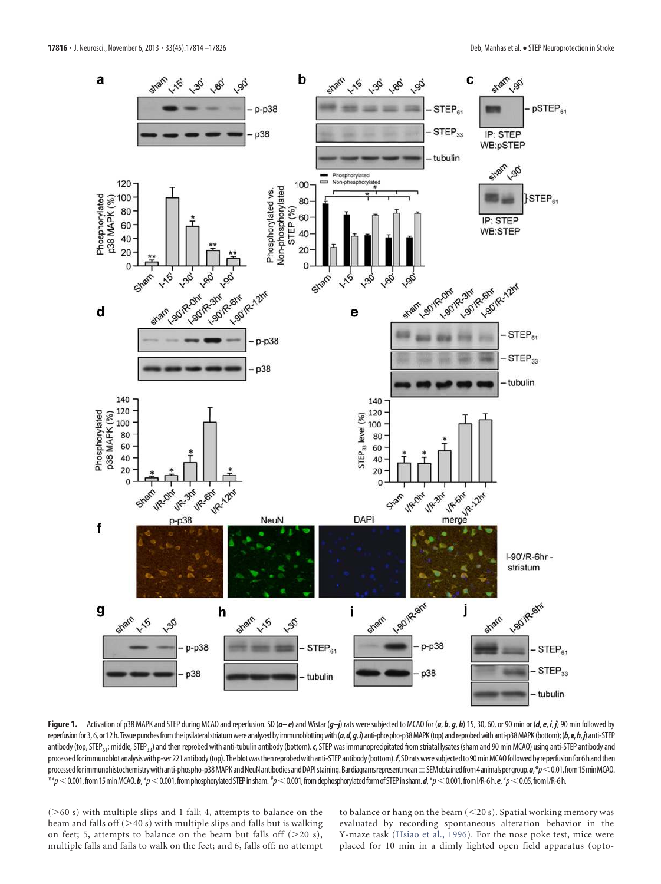**Figure 1.** Activation of p38 MAPK and STEP during MCAO and reperfusion. SD (***a–e***) and Wistar (***g–j***) rats were subjected to MCAO for (***a***, ***b***, ***g***, ***h***) 15, 30, 60, or 90 min or (***d***, ***e***, ***i***, ***j***) 90 min followed by reperfusion for 3, 6, or 12 h. Tissue punches from the ipsilateral striatum were analyzed by immunoblotting with (***a***, ***d***, ***g***, ***i***) anti-phospho-p38 MAPK (top) and reprobed with anti-p38 MAPK (bottom); (***b***, ***e***, ***h***, ***j***) anti-STEP antibody (top, $STEP_{61}$; middle, $STEP_{33}$) and then reprobed with anti-tubulin antibody (bottom). ***c***, STEP was immunoprecipitated from striatal lysates (sham and 90 min MCAO) using anti-STEP antibody and processed for immunoblot analysis with p-ser 221 antibody (top). The blot was then reprobed with anti-STEP antibody (bottom). ***f***, SD rats were subjected to 90 min MCAO followed by reperfusion for 6 h and then processed for immunohistochemistry with anti-phospho-p38 MAPK and NeuN antibodies and DAPI staining. Bar diagrams represent mean ± SEM obtained from 4 animals per group. ***a***, $^{*}p < 0.01$, from 15 min MCAO. $^{**}p < 0.001$, from 15 min MCAO. ***b***, $^{*}p < 0.001$, from phosphorylated STEP in sham. $^{\#}p < 0.001$, from dephosphorylated form of STEP in sham. ***d***, $^{*}p < 0.001$, from I/R-6 h. ***e***, $^{*}p < 0.05$, from I/R-6 h.

(>60 s) with multiple slips and 1 fall; 4, attempts to balance on the beam and falls off (>40 s) with multiple slips and falls but is walking on feet; 5, attempts to balance on the beam but falls off (>20 s), multiple falls and fails to walk on the feet; and 6, falls off: no attempt to balance or hang on the beam (<20 s). Spatial working memory was evaluated by recording spontaneous alteration behavior in the Y-maze task (Hsiao et al., 1996). For the nose poke test, mice were placed for 10 min in a dimly lighted open field apparatus (opto-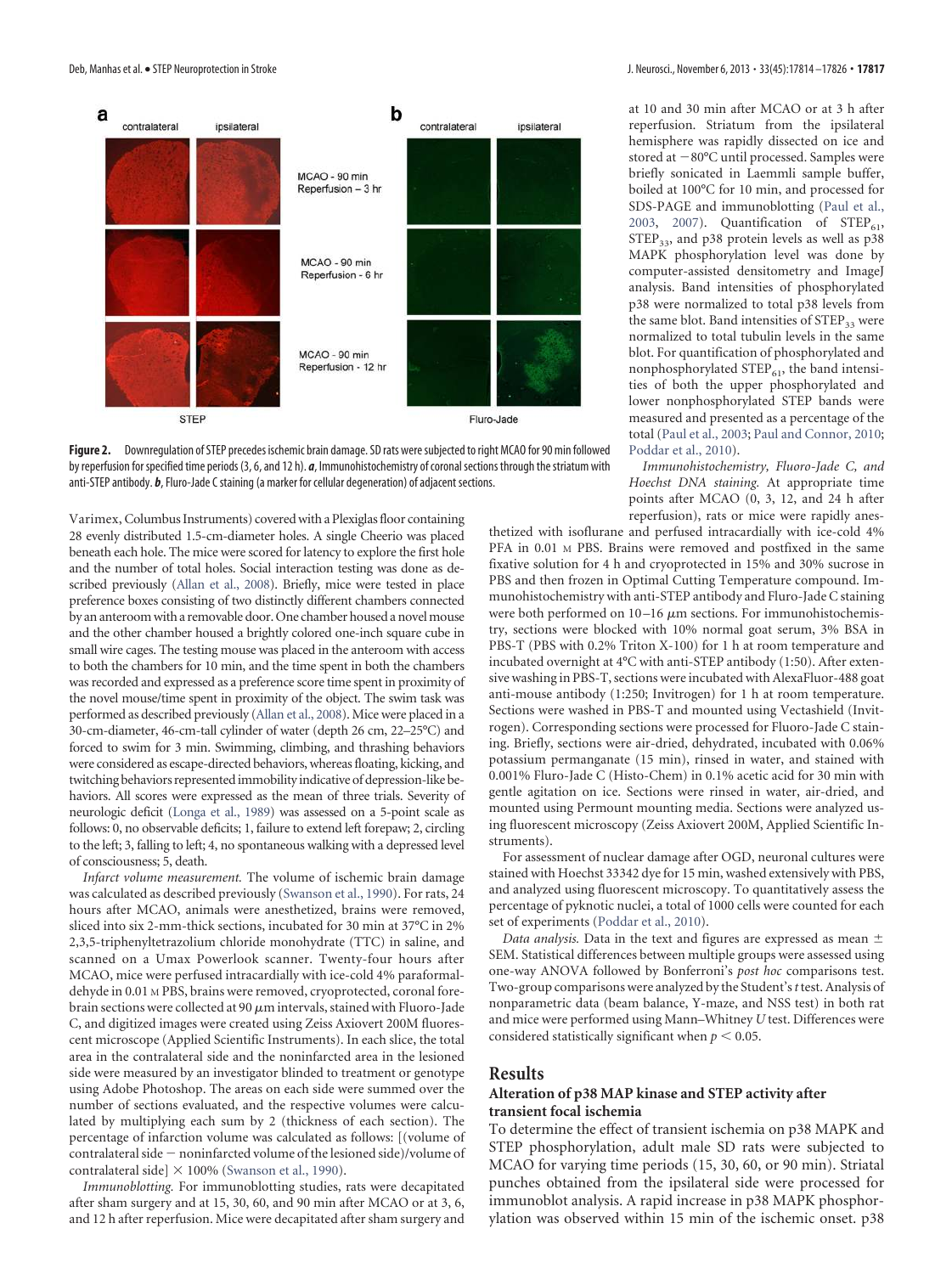**Figure 2.** Downregulation of STEP precedes ischemic brain damage. SD rats were subjected to right MCAO for 90 min followed by reperfusion for specified time periods (3, 6, and 12 h). ***a***, Immunohistochemistry of coronal sections through the striatum with anti-STEP antibody. ***b***, Fluro-Jade C staining (a marker for cellular degeneration) of adjacent sections.

Varimex, Columbus Instruments) covered with a Plexiglas floor containing 28 evenly distributed 1.5-cm-diameter holes. A single Cheerio was placed beneath each hole. The mice were scored for latency to explore the first hole and the number of total holes. Social interaction testing was done as described previously (Allan et al., 2008). Briefly, mice were tested in place preference boxes consisting of two distinctly different chambers connected by an anteroom with a removable door. One chamber housed a novel mouse and the other chamber housed a brightly colored one-inch square cube in small wire cages. The testing mouse was placed in the anteroom with access to both the chambers for 10 min, and the time spent in both the chambers was recorded and expressed as a preference score time spent in proximity of the novel mouse/time spent in proximity of the object. The swim task was performed as described previously (Allan et al., 2008). Mice were placed in a 30-cm-diameter, 46-cm-tall cylinder of water (depth 26 cm, 22–25°C) and forced to swim for 3 min. Swimming, climbing, and thrashing behaviors were considered as escape-directed behaviors, whereas floating, kicking, and twitching behaviors represented immobility indicative of depression-like behaviors. All scores were expressed as the mean of three trials. Severity of neurologic deficit (Longa et al., 1989) was assessed on a 5-point scale as follows: 0, no observable deficits; 1, failure to extend left forepaw; 2, circling to the left; 3, falling to left; 4, no spontaneous walking with a depressed level of consciousness; 5, death.

*Infarct volume measurement.* The volume of ischemic brain damage was calculated as described previously (Swanson et al., 1990). For rats, 24 hours after MCAO, animals were anesthetized, brains were removed, sliced into six 2-mm-thick sections, incubated for 30 min at 37°C in 2% 2,3,5-triphenyltetrazolium chloride monohydrate (TTC) in saline, and scanned on a Umax Powerlook scanner. Twenty-four hours after MCAO, mice were perfused intracardially with ice-cold 4% paraformaldehyde in 0.01 M PBS, brains were removed, cryoprotected, coronal forebrain sections were collected at 90 $\mu$m intervals, stained with Fluoro-Jade C, and digitized images were created using Zeiss Axiovert 200M fluorescent microscope (Applied Scientific Instruments). In each slice, the total area in the contralateral side and the noninfarcted area in the lesioned side were measured by an investigator blinded to treatment or genotype using Adobe Photoshop. The areas on each side were summed over the number of sections evaluated, and the respective volumes were calculated by multiplying each sum by 2 (thickness of each section). The percentage of infarction volume was calculated as follows: [(volume of contralateral side − noninfarcted volume of the lesioned side)/volume of contralateral side] × 100% (Swanson et al., 1990).

*Immunoblotting.* For immunoblotting studies, rats were decapitated after sham surgery and at 15, 30, 60, and 90 min after MCAO or at 3, 6, and 12 h after reperfusion. Mice were decapitated after sham surgery and at 10 and 30 min after MCAO or at 3 h after reperfusion. Striatum from the ipsilateral hemisphere was rapidly dissected on ice and stored at −80°C until processed. Samples were briefly sonicated in Laemmli sample buffer, boiled at 100°C for 10 min, and processed for SDS-PAGE and immunoblotting (Paul et al., 2003, 2007). Quantification of $STEP_{61}$, $STEP_{33}$, and p38 protein levels as well as p38 MAPK phosphorylation level was done by computer-assisted densitometry and ImageJ analysis. Band intensities of phosphorylated p38 were normalized to total p38 levels from the same blot. Band intensities of $STEP_{33}$ were normalized to total tubulin levels in the same blot. For quantification of phosphorylated and nonphosphorylated $STEP_{61}$, the band intensities of both the upper phosphorylated and lower nonphosphorylated STEP bands were measured and presented as a percentage of the total (Paul et al., 2003; Paul and Connor, 2010; Poddar et al., 2010).

*Immunohistochemistry, Fluoro-Jade C, and Hoechst DNA staining.* At appropriate time points after MCAO (0, 3, 12, and 24 h after reperfusion), rats or mice were rapidly anesthetized with isoflurane and perfused intracardially with ice-cold 4% PFA in 0.01 M PBS. Brains were removed and postfixed in the same fixative solution for 4 h and cryoprotected in 15% and 30% sucrose in PBS and then frozen in Optimal Cutting Temperature compound. Immunohistochemistry with anti-STEP antibody and Fluro-Jade C staining were both performed on 10–16 $\mu$m sections. For immunohistochemistry, sections were blocked with 10% normal goat serum, 3% BSA in PBS-T (PBS with 0.2% Triton X-100) for 1 h at room temperature and incubated overnight at 4°C with anti-STEP antibody (1:50). After extensive washing in PBS-T, sections were incubated with AlexaFluor-488 goat anti-mouse antibody (1:250; Invitrogen) for 1 h at room temperature. Sections were washed in PBS-T and mounted using Vectashield (Invitrogen). Corresponding sections were processed for Fluoro-Jade C staining. Briefly, sections were air-dried, dehydrated, incubated with 0.06% potassium permanganate (15 min), rinsed in water, and stained with 0.001% Fluro-Jade C (Histo-Chem) in 0.1% acetic acid for 30 min with gentle agitation on ice. Sections were rinsed in water, air-dried, and mounted using Permount mounting media. Sections were analyzed using fluorescent microscopy (Zeiss Axiovert 200M, Applied Scientific Instruments).

For assessment of nuclear damage after OGD, neuronal cultures were stained with Hoechst 33342 dye for 15 min, washed extensively with PBS, and analyzed using fluorescent microscopy. To quantitatively assess the percentage of pyknotic nuclei, a total of 1000 cells were counted for each set of experiments (Poddar et al., 2010).

*Data analysis.* Data in the text and figures are expressed as mean ± SEM. Statistical differences between multiple groups were assessed using one-way ANOVA followed by Bonferroni's *post hoc* comparisons test. Two-group comparisons were analyzed by the Student's *t* test. Analysis of nonparametric data (beam balance, Y-maze, and NSS test) in both rat and mice were performed using Mann–Whitney *U* test. Differences were considered statistically significant when $p < 0.05$.

## Results

### Alteration of p38 MAP kinase and STEP activity after transient focal ischemia

To determine the effect of transient ischemia on p38 MAPK and STEP phosphorylation, adult male SD rats were subjected to MCAO for varying time periods (15, 30, 60, or 90 min). Striatal punches obtained from the ipsilateral side were processed for immunoblot analysis. A rapid increase in p38 MAPK phosphorylation was observed within 15 min of the ischemic onset. p38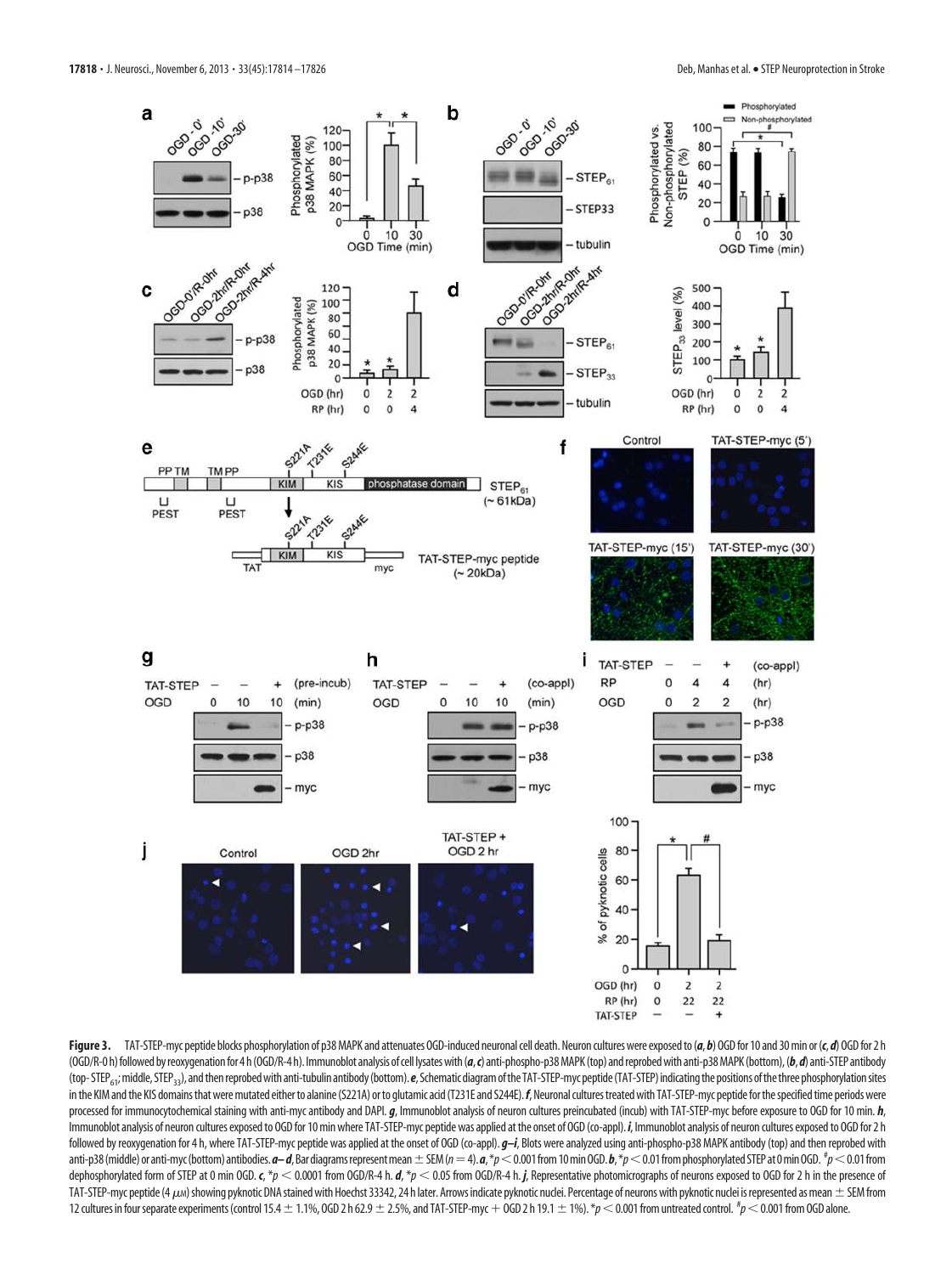**Figure 3.** TAT-STEP-myc peptide blocks phosphorylation of p38 MAPK and attenuates OGD-induced neuronal cell death. Neuron cultures were exposed to (***a***, ***b***) OGD for 10 and 30 min or (***c***, ***d***) OGD for 2 h (OGD/R-0 h) followed by reoxygenation for 4 h (OGD/R-4 h). Immunoblot analysis of cell lysates with (***a***, ***c***) anti-phospho-p38 MAPK (top) and reprobed with anti-p38 MAPK (bottom), (***b***, ***d***) anti-STEP antibody (top- $STEP_{61}$; middle, $STEP_{33}$), and then reprobed with anti-tubulin antibody (bottom). ***e***, Schematic diagram of the TAT-STEP-myc peptide (TAT-STEP) indicating the positions of the three phosphorylation sites in the KIM and the KIS domains that were mutated either to alanine (S221A) or to glutamic acid (T231E and S244E). ***f***, Neuronal cultures treated with TAT-STEP-myc peptide for the specified time periods were processed for immunocytochemical staining with anti-myc antibody and DAPI. ***g***, Immunoblot analysis of neuron cultures preincubated (incub) with TAT-STEP-myc before exposure to OGD for 10 min. ***h***, Immunoblot analysis of neuron cultures exposed to OGD for 10 min where TAT-STEP-myc peptide was applied at the onset of OGD (co-appl). ***i***, Immunoblot analysis of neuron cultures exposed to OGD for 2 h followed by reoxygenation for 4 h, where TAT-STEP-myc peptide was applied at the onset of OGD (co-appl). ***g–i***, Blots were analyzed using anti-phospho-p38 MAPK antibody (top) and then reprobed with anti-p38 (middle) or anti-myc (bottom) antibodies. ***a–d***, Bar diagrams represent mean ± SEM ($n = 4$). ***a***, * $p < 0.001$ from 10 min OGD. ***b***, * $p < 0.01$ from phosphorylated STEP at 0 min OGD. # $p < 0.01$ from dephosphorylated form of STEP at 0 min OGD. ***c***, * $p < 0.0001$ from OGD/R-4 h. ***d***, * $p < 0.05$ from OGD/R-4 h. ***j***, Representative photomicrographs of neurons exposed to OGD for 2 h in the presence of TAT-STEP-myc peptide (4 μM) showing pyknotic DNA stained with Hoechst 33342, 24 h later. Arrows indicate pyknotic nuclei. Percentage of neurons with pyknotic nuclei is represented as mean ± SEM from 12 cultures in four separate experiments (control 15.4 ± 1.1%, OGD 2 h 62.9 ± 2.5%, and TAT-STEP-myc + OGD 2 h 19.1 ± 1%). * $p < 0.001$ from untreated control. # $p < 0.001$ from OGD alone.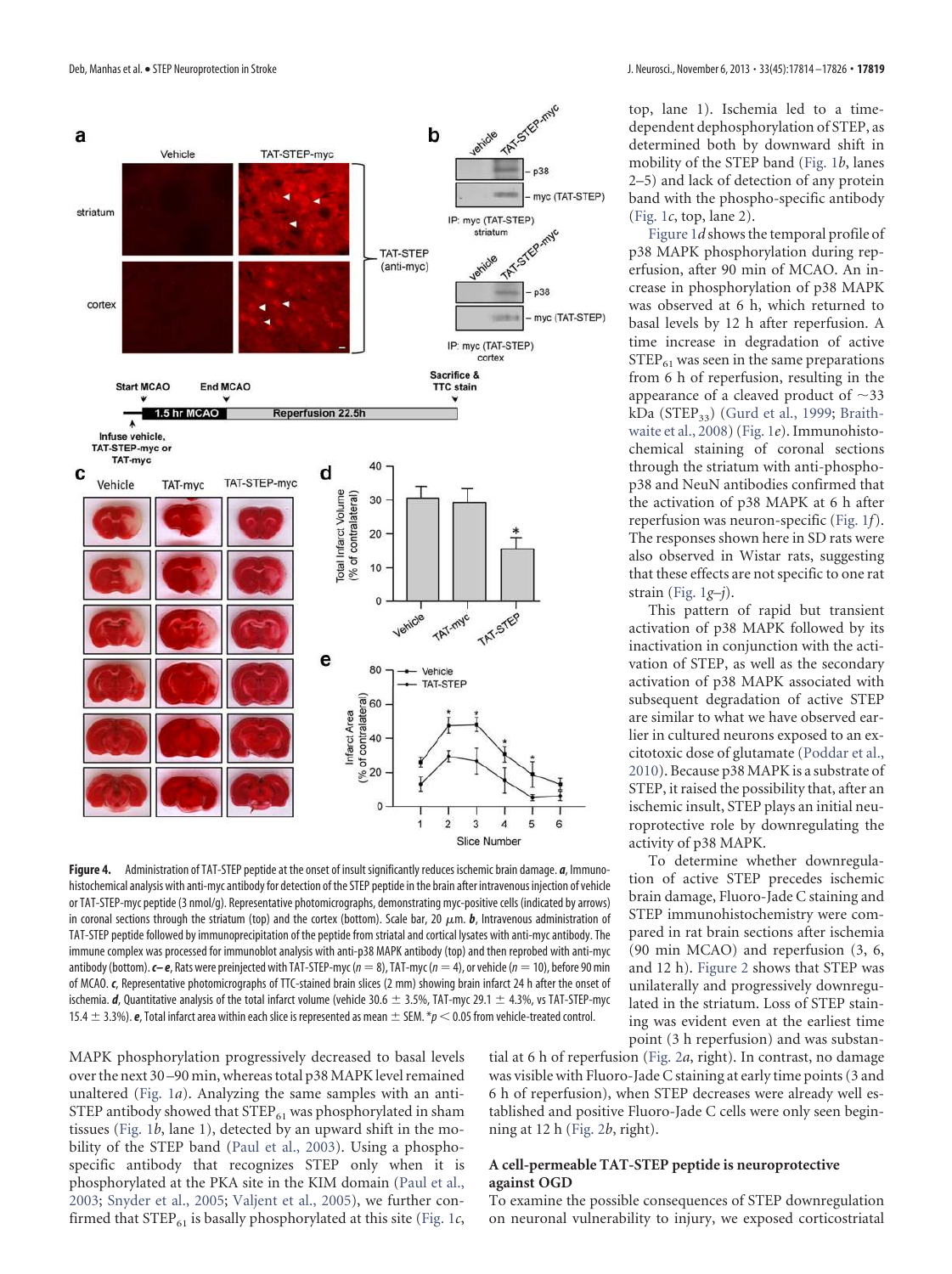**Figure 4.** Administration of TAT-STEP peptide at the onset of insult significantly reduces ischemic brain damage. ***a***, Immunohistochemical analysis with anti-myc antibody for detection of the STEP peptide in the brain after intravenous injection of vehicle or TAT-STEP-myc peptide (3 nmol/g). Representative photomicrographs, demonstrating myc-positive cells (indicated by arrows) in coronal sections through the striatum (top) and the cortex (bottom). Scale bar, 20 μm. ***b***, Intravenous administration of TAT-STEP peptide followed by immunoprecipitation of the peptide from striatal and cortical lysates with anti-myc antibody. The immune complex was processed for immunoblot analysis with anti-p38 MAPK antibody (top) and then reprobed with anti-myc antibody (bottom). ***c–e***, Rats were preinjected with TAT-STEP-myc ($n = 8$), TAT-myc ($n = 4$), or vehicle ($n = 10$), before 90 min of MCAO. ***c***, Representative photomicrographs of TTC-stained brain slices (2 mm) showing brain infarct 24 h after the onset of ischemia. ***d***, Quantitative analysis of the total infarct volume (vehicle 30.6 ± 3.5%, TAT-myc 29.1 ± 4.3%, vs TAT-STEP-myc 15.4 ± 3.3%). ***e***, Total infarct area within each slice is represented as mean ± SEM. $*p < 0.05$ from vehicle-treated control.

MAPK phosphorylation progressively decreased to basal levels over the next 30–90 min, whereas total p38 MAPK level remained unaltered (Fig. 1*a*). Analyzing the same samples with an anti-STEP antibody showed that $STEP_{61}$ was phosphorylated in sham tissues (Fig. 1*b*, lane 1), detected by an upward shift in the mobility of the STEP band (Paul et al., 2003). Using a phospho-specific antibody that recognizes STEP only when it is phosphorylated at the PKA site in the KIM domain (Paul et al., 2003; Snyder et al., 2005; Valjent et al., 2005), we further confirmed that $STEP_{61}$ is basally phosphorylated at this site (Fig. 1*c*, top, lane 1). Ischemia led to a time-dependent dephosphorylation of STEP, as determined both by downward shift in mobility of the STEP band (Fig. 1*b*, lanes 2–5) and lack of detection of any protein band with the phospho-specific antibody (Fig. 1*c*, top, lane 2).

Figure 1*d* shows the temporal profile of p38 MAPK phosphorylation during reperfusion, after 90 min of MCAO. An increase in phosphorylation of p38 MAPK was observed at 6 h, which returned to basal levels by 12 h after reperfusion. A time increase in degradation of active $STEP_{61}$ was seen in the same preparations from 6 h of reperfusion, resulting in the appearance of a cleaved product of ~33 kDa ($STEP_{33}$) (Gurd et al., 1999; Braithwaite et al., 2008) (Fig. 1*e*). Immunohistochemical staining of coronal sections through the striatum with anti-phospho-p38 and NeuN antibodies confirmed that the activation of p38 MAPK at 6 h after reperfusion was neuron-specific (Fig. 1*f*). The responses shown here in SD rats were also observed in Wistar rats, suggesting that these effects are not specific to one rat strain (Fig. 1*g–j*).

This pattern of rapid but transient activation of p38 MAPK followed by its inactivation in conjunction with the activation of STEP, as well as the secondary activation of p38 MAPK associated with subsequent degradation of active STEP are similar to what we have observed earlier in cultured neurons exposed to an excitotoxic dose of glutamate (Poddar et al., 2010). Because p38 MAPK is a substrate of STEP, it raised the possibility that, after an ischemic insult, STEP plays an initial neuroprotective role by downregulating the activity of p38 MAPK.

To determine whether downregulation of active STEP precedes ischemic brain damage, Fluoro-Jade C staining and STEP immunohistochemistry were compared in rat brain sections after ischemia (90 min MCAO) and reperfusion (3, 6, and 12 h). Figure 2 shows that STEP was unilaterally and progressively downregulated in the striatum. Loss of STEP staining was evident even at the earliest time point (3 h reperfusion) and was substantial at 6 h of reperfusion (Fig. 2*a*, right). In contrast, no damage was visible with Fluoro-Jade C staining at early time points (3 and 6 h of reperfusion), when STEP decreases were already well established and positive Fluoro-Jade C cells were only seen beginning at 12 h (Fig. 2*b*, right).

### A cell-permeable TAT-STEP peptide is neuroprotective against OGD

To examine the possible consequences of STEP downregulation on neuronal vulnerability to injury, we exposed corticostriatal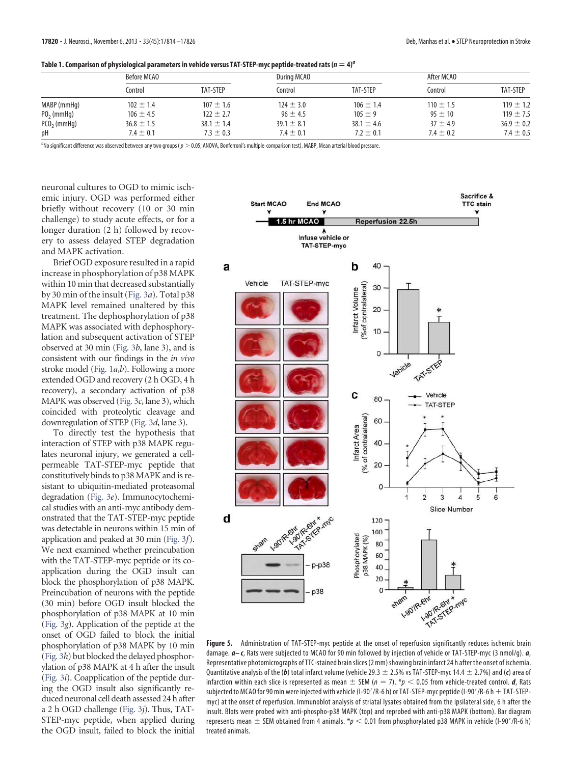**Table 1. Comparison of physiological parameters in vehicle versus TAT-STEP-myc peptide-treated rats ($n = 4$)[a]**

| | Before MCAO | | During MCAO | | After MCAO | |
|---|---|---|---|---|---|---|
| | Control | TAT-STEP | Control | TAT-STEP | Control | TAT-STEP |
| MABP (mmHg) | 102 ± 1.4 | 107 ± 1.6 | 124 ± 3.0 | 106 ± 1.4 | 110 ± 1.5 | 119 ± 1.2 |
| $PO_2$ (mmHg) | 106 ± 4.5 | 122 ± 2.7 | 96 ± 4.5 | 105 ± 9 | 95 ± 10 | 119 ± 7.5 |
| $PCO_2$ (mmHg) | 36.8 ± 1.5 | 38.1 ± 1.4 | 39.1 ± 8.1 | 38.1 ± 4.6 | 37 ± 4.9 | 36.9 ± 0.2 |
| pH | 7.4 ± 0.1 | 7.3 ± 0.3 | 7.4 ± 0.1 | 7.2 ± 0.1 | 7.4 ± 0.2 | 7.4 ± 0.5 |

[a]No significant difference was observed between any two groups ($p > 0.05$; ANOVA, Bonferroni's multiple-comparison test). MABP, Mean arterial blood pressure.

neuronal cultures to OGD to mimic ischemic injury. OGD was performed either briefly without recovery (10 or 30 min challenge) to study acute effects, or for a longer duration (2 h) followed by recovery to assess delayed STEP degradation and MAPK activation.

Brief OGD exposure resulted in a rapid increase in phosphorylation of p38 MAPK within 10 min that decreased substantially by 30 min of the insult (Fig. 3*a*). Total p38 MAPK level remained unaltered by this treatment. The dephosphorylation of p38 MAPK was associated with dephosphorylation and subsequent activation of STEP observed at 30 min (Fig. 3*b*, lane 3), and is consistent with our findings in the *in vivo* stroke model (Fig. 1*a*,*b*). Following a more extended OGD and recovery (2 h OGD, 4 h recovery), a secondary activation of p38 MAPK was observed (Fig. 3*c*, lane 3), which coincided with proteolytic cleavage and downregulation of STEP (Fig. 3*d*, lane 3).

To directly test the hypothesis that interaction of STEP with p38 MAPK regulates neuronal injury, we generated a cell-permeable TAT-STEP-myc peptide that constitutively binds to p38 MAPK and is resistant to ubiquitin-mediated proteasomal degradation (Fig. 3*e*). Immunocytochemical studies with an anti-myc antibody demonstrated that the TAT-STEP-myc peptide was detectable in neurons within 15 min of application and peaked at 30 min (Fig. 3*f*). We next examined whether preincubation with the TAT-STEP-myc peptide or its coapplication during the OGD insult can block the phosphorylation of p38 MAPK. Preincubation of neurons with the peptide (30 min) before OGD insult blocked the phosphorylation of p38 MAPK at 10 min (Fig. 3*g*). Application of the peptide at the onset of OGD failed to block the initial phosphorylation of p38 MAPK by 10 min (Fig. 3*h*) but blocked the delayed phosphorylation of p38 MAPK at 4 h after the insult (Fig. 3*i*). Coapplication of the peptide during the OGD insult also significantly reduced neuronal cell death assessed 24 h after a 2 h OGD challenge (Fig. 3*j*). Thus, TAT-STEP-myc peptide, when applied during the OGD insult, failed to block the initial

**Figure 5.** Administration of TAT-STEP-myc peptide at the onset of reperfusion significantly reduces ischemic brain damage. ***a–c***, Rats were subjected to MCAO for 90 min followed by injection of vehicle or TAT-STEP-myc (3 nmol/g). ***a***, Representative photomicrographs of TTC-stained brain slices (2 mm) showing brain infarct 24 h after the onset of ischemia. Quantitative analysis of the (***b***) total infarct volume (vehicle 29.3 ± 2.5% vs TAT-STEP-myc 14.4 ± 2.7%) and (***c***) area of infarction within each slice is represented as mean ± SEM ($n = 7$). *$p < 0.05$ from vehicle-treated control. ***d***, Rats subjected to MCAO for 90 min were injected with vehicle (I-90′/R-6 h) or TAT-STEP-myc peptide (I-90′/R-6 h + TAT-STEP-myc) at the onset of reperfusion. Immunoblot analysis of striatal lysates obtained from the ipsilateral side, 6 h after the insult. Blots were probed with anti-phospho-p38 MAPK (top) and reprobed with anti-p38 MAPK (bottom). Bar diagram represents mean ± SEM obtained from 4 animals. *$p < 0.01$ from phosphorylated p38 MAPK in vehicle (I-90′/R-6 h) treated animals.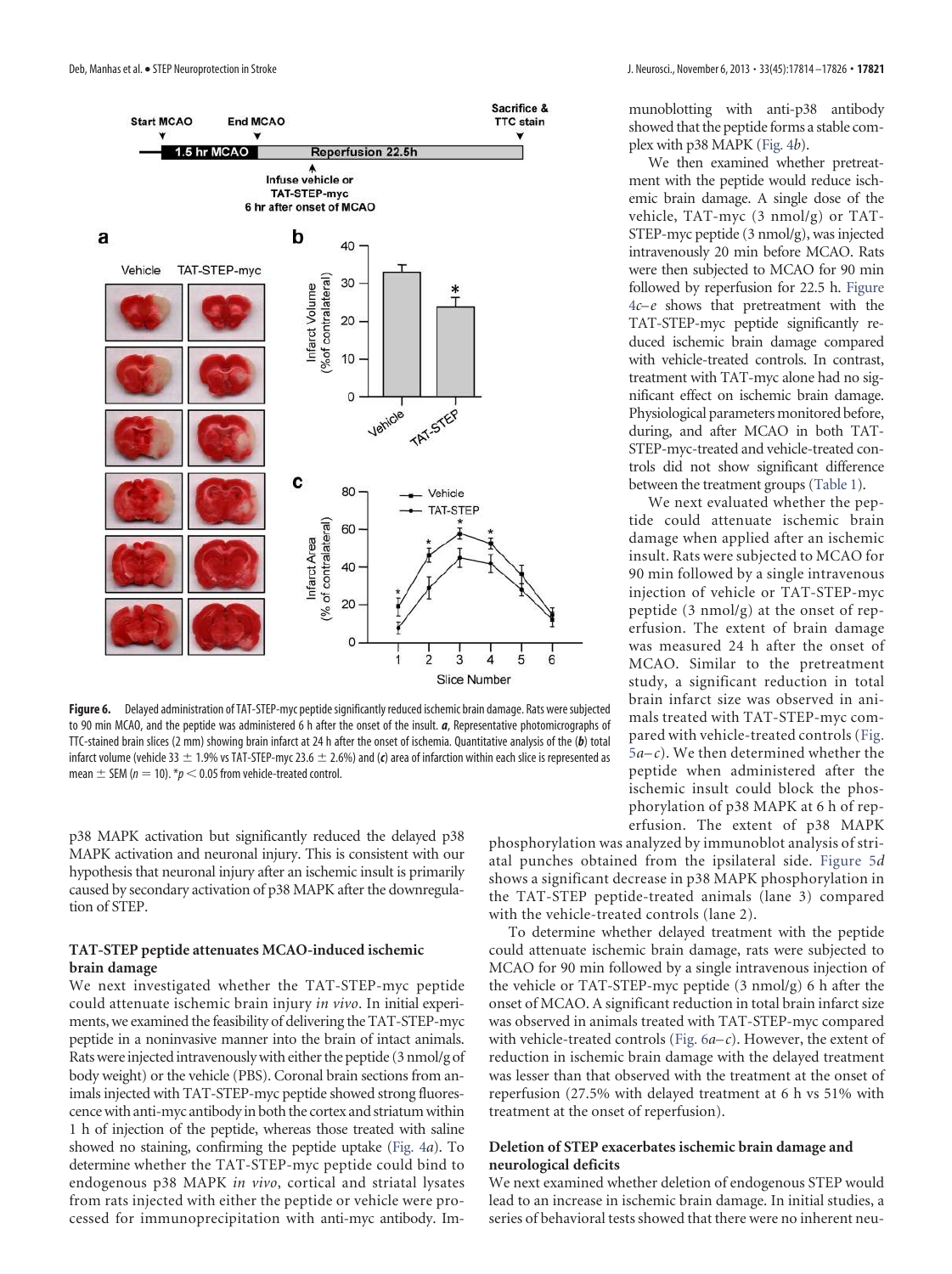Figure 6. Delayed administration of TAT-STEP-myc peptide significantly reduced ischemic brain damage. Rats were subjected to 90 min MCAO, and the peptide was administered 6 h after the onset of the insult. ***a***, Representative photomicrographs of TTC-stained brain slices (2 mm) showing brain infarct at 24 h after the onset of ischemia. Quantitative analysis of the (***b***) total infarct volume (vehicle 33 ± 1.9% vs TAT-STEP-myc 23.6 ± 2.6%) and (***c***) area of infarction within each slice is represented as mean ± SEM ($n = 10$). *$p < 0.05$ from vehicle-treated control.

p38 MAPK activation but significantly reduced the delayed p38 MAPK activation and neuronal injury. This is consistent with our hypothesis that neuronal injury after an ischemic insult is primarily caused by secondary activation of p38 MAPK after the downregulation of STEP.

### TAT-STEP peptide attenuates MCAO-induced ischemic brain damage

We next investigated whether the TAT-STEP-myc peptide could attenuate ischemic brain injury *in vivo*. In initial experiments, we examined the feasibility of delivering the TAT-STEP-myc peptide in a noninvasive manner into the brain of intact animals. Rats were injected intravenously with either the peptide (3 nmol/g of body weight) or the vehicle (PBS). Coronal brain sections from animals injected with TAT-STEP-myc peptide showed strong fluorescence with anti-myc antibody in both the cortex and striatum within 1 h of injection of the peptide, whereas those treated with saline showed no staining, confirming the peptide uptake (Fig. 4*a*). To determine whether the TAT-STEP-myc peptide could bind to endogenous p38 MAPK *in vivo*, cortical and striatal lysates from rats injected with either the peptide or vehicle were processed for immunoprecipitation with anti-myc antibody. Immunoblotting with anti-p38 antibody showed that the peptide forms a stable complex with p38 MAPK (Fig. 4*b*).

We then examined whether pretreatment with the peptide would reduce ischemic brain damage. A single dose of the vehicle, TAT-myc (3 nmol/g) or TAT-STEP-myc peptide (3 nmol/g), was injected intravenously 20 min before MCAO. Rats were then subjected to MCAO for 90 min followed by reperfusion for 22.5 h. Figure 4*c–e* shows that pretreatment with the TAT-STEP-myc peptide significantly reduced ischemic brain damage compared with vehicle-treated controls. In contrast, treatment with TAT-myc alone had no significant effect on ischemic brain damage. Physiological parameters monitored before, during, and after MCAO in both TAT-STEP-myc-treated and vehicle-treated controls did not show significant difference between the treatment groups (Table 1).

We next evaluated whether the peptide could attenuate ischemic brain damage when applied after an ischemic insult. Rats were subjected to MCAO for 90 min followed by a single intravenous injection of vehicle or TAT-STEP-myc peptide (3 nmol/g) at the onset of reperfusion. The extent of brain damage was measured 24 h after the onset of MCAO. Similar to the pretreatment study, a significant reduction in total brain infarct size was observed in animals treated with TAT-STEP-myc compared with vehicle-treated controls (Fig. 5*a–c*). We then determined whether the peptide when administered after the ischemic insult could block the phosphorylation of p38 MAPK at 6 h of reperfusion. The extent of p38 MAPK phosphorylation was analyzed by immunoblot analysis of striatal punches obtained from the ipsilateral side. Figure 5*d* shows a significant decrease in p38 MAPK phosphorylation in the TAT-STEP peptide-treated animals (lane 3) compared with the vehicle-treated controls (lane 2).

To determine whether delayed treatment with the peptide could attenuate ischemic brain damage, rats were subjected to MCAO for 90 min followed by a single intravenous injection of the vehicle or TAT-STEP-myc peptide (3 nmol/g) 6 h after the onset of MCAO. A significant reduction in total brain infarct size was observed in animals treated with TAT-STEP-myc compared with vehicle-treated controls (Fig. 6*a–c*). However, the extent of reduction in ischemic brain damage with the delayed treatment was lesser than that observed with the treatment at the onset of reperfusion (27.5% with delayed treatment at 6 h vs 51% with treatment at the onset of reperfusion).

### Deletion of STEP exacerbates ischemic brain damage and neurological deficits

We next examined whether deletion of endogenous STEP would lead to an increase in ischemic brain damage. In initial studies, a series of behavioral tests showed that there were no inherent neu-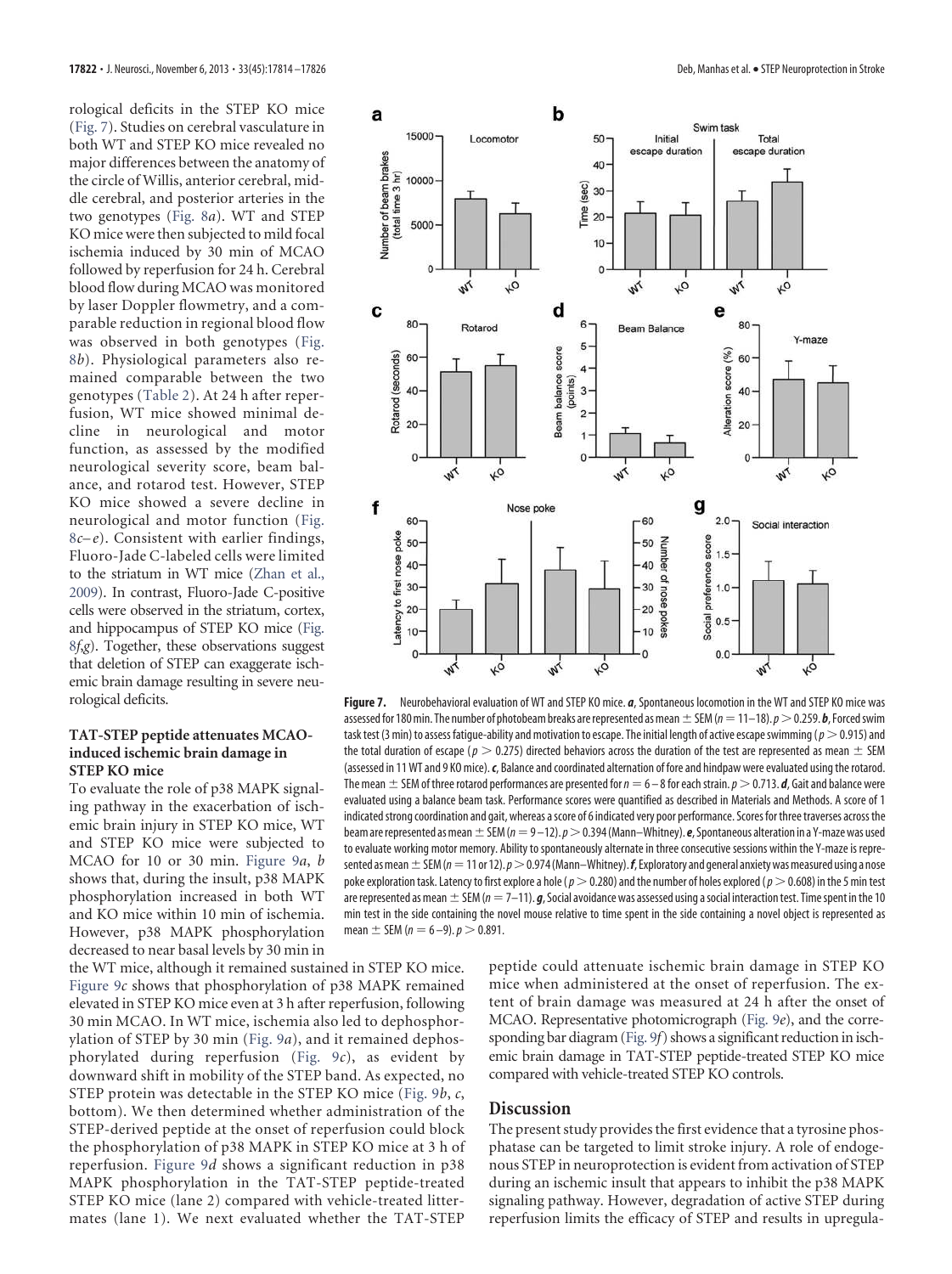rological deficits in the STEP KO mice (Fig. 7). Studies on cerebral vasculature in both WT and STEP KO mice revealed no major differences between the anatomy of the circle of Willis, anterior cerebral, middle cerebral, and posterior arteries in the two genotypes (Fig. 8*a*). WT and STEP KO mice were then subjected to mild focal ischemia induced by 30 min of MCAO followed by reperfusion for 24 h. Cerebral blood flow during MCAO was monitored by laser Doppler flowmetry, and a comparable reduction in regional blood flow was observed in both genotypes (Fig. 8*b*). Physiological parameters also remained comparable between the two genotypes (Table 2). At 24 h after reperfusion, WT mice showed minimal decline in neurological and motor function, as assessed by the modified neurological severity score, beam balance, and rotarod test. However, STEP KO mice showed a severe decline in neurological and motor function (Fig. 8*c*–*e*). Consistent with earlier findings, Fluoro-Jade C-labeled cells were limited to the striatum in WT mice (Zhan et al., 2009). In contrast, Fluoro-Jade C-positive cells were observed in the striatum, cortex, and hippocampus of STEP KO mice (Fig. 8*f*,*g*). Together, these observations suggest that deletion of STEP can exaggerate ischemic brain damage resulting in severe neurological deficits.

**Figure 7.** Neurobehavioral evaluation of WT and STEP KO mice. ***a***, Spontaneous locomotion in the WT and STEP KO mice was assessed for 180 min. The number of photobeam breaks are represented as mean ± SEM ($n = 11$–$18$). $p > 0.259$. ***b***, Forced swim task test (3 min) to assess fatigue-ability and motivation to escape. The initial length of active escape swimming ($p > 0.915$) and the total duration of escape ($p > 0.275$) directed behaviors across the duration of the test are represented as mean ± SEM (assessed in 11 WT and 9 KO mice). ***c***, Balance and coordinated alternation of fore and hindpaw were evaluated using the rotarod. The mean ± SEM of three rotarod performances are presented for $n = 6$–$8$ for each strain. $p > 0.713$. ***d***, Gait and balance were evaluated using a balance beam task. Performance scores were quantified as described in Materials and Methods. A score of 1 indicated strong coordination and gait, whereas a score of 6 indicated very poor performance. Scores for three traverses across the beam are represented as mean ± SEM ($n = 9$–$12$). $p > 0.394$ (Mann–Whitney). ***e***, Spontaneous alteration in a Y-maze was used to evaluate working motor memory. Ability to spontaneously alternate in three consecutive sessions within the Y-maze is represented as mean ± SEM ($n = 11$ or 12). $p > 0.974$ (Mann–Whitney). ***f***, Exploratory and general anxiety was measured using a nose poke exploration task. Latency to first explore a hole ($p > 0.280$) and the number of holes explored ($p > 0.608$) in the 5 min test are represented as mean ± SEM ($n = 7$–$11$). ***g***, Social avoidance was assessed using a social interaction test. Time spent in the 10 min test in the side containing the novel mouse relative to time spent in the side containing a novel object is represented as mean ± SEM ($n = 6$–$9$). $p > 0.891$.

### TAT-STEP peptide attenuates MCAO-induced ischemic brain damage in STEP KO mice

To evaluate the role of p38 MAPK signaling pathway in the exacerbation of ischemic brain injury in STEP KO mice, WT and STEP KO mice were subjected to MCAO for 10 or 30 min. Figure 9*a*, *b* shows that, during the insult, p38 MAPK phosphorylation increased in both WT and KO mice within 10 min of ischemia. However, p38 MAPK phosphorylation decreased to near basal levels by 30 min in the WT mice, although it remained sustained in STEP KO mice. Figure 9*c* shows that phosphorylation of p38 MAPK remained elevated in STEP KO mice even at 3 h after reperfusion, following 30 min MCAO. In WT mice, ischemia also led to dephosphorylation of STEP by 30 min (Fig. 9*a*), and it remained dephosphorylated during reperfusion (Fig. 9*c*), as evident by downward shift in mobility of the STEP band. As expected, no STEP protein was detectable in the STEP KO mice (Fig. 9*b*, *c*, bottom). We then determined whether administration of the STEP-derived peptide at the onset of reperfusion could block the phosphorylation of p38 MAPK in STEP KO mice at 3 h of reperfusion. Figure 9*d* shows a significant reduction in p38 MAPK phosphorylation in the TAT-STEP peptide-treated STEP KO mice (lane 2) compared with vehicle-treated littermates (lane 1). We next evaluated whether the TAT-STEP peptide could attenuate ischemic brain damage in STEP KO mice when administered at the onset of reperfusion. The extent of brain damage was measured at 24 h after the onset of MCAO. Representative photomicrograph (Fig. 9*e*), and the corresponding bar diagram (Fig. 9*f*) shows a significant reduction in ischemic brain damage in TAT-STEP peptide-treated STEP KO mice compared with vehicle-treated STEP KO controls.

## Discussion

The present study provides the first evidence that a tyrosine phosphatase can be targeted to limit stroke injury. A role of endogenous STEP in neuroprotection is evident from activation of STEP during an ischemic insult that appears to inhibit the p38 MAPK signaling pathway. However, degradation of active STEP during reperfusion limits the efficacy of STEP and results in upregula-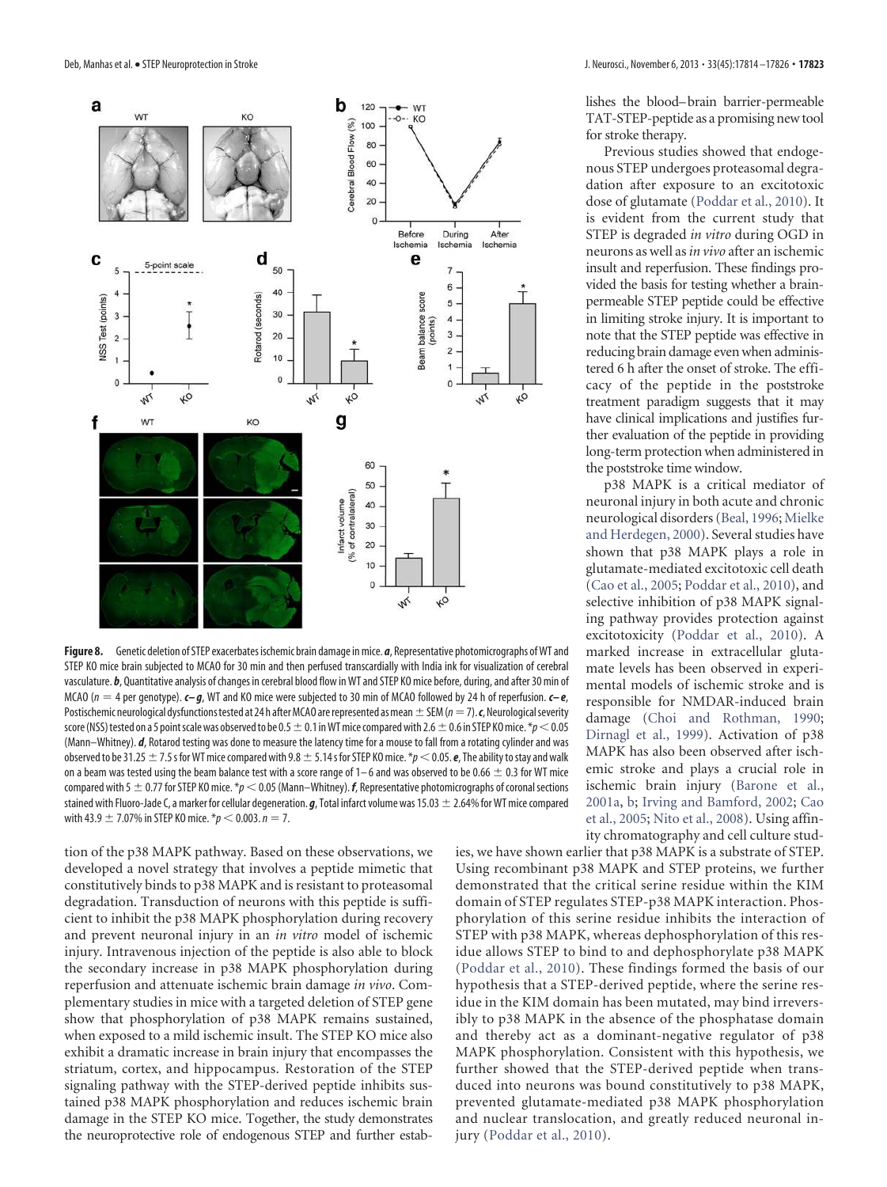**Figure 8.** Genetic deletion of STEP exacerbates ischemic brain damage in mice. ***a***, Representative photomicrographs of WT and STEP KO mice brain subjected to MCAO for 30 min and then perfused transcardially with India ink for visualization of cerebral vasculature. ***b***, Quantitative analysis of changes in cerebral blood flow in WT and STEP KO mice before, during, and after 30 min of MCAO ($n = 4$ per genotype). ***c–g***, WT and KO mice were subjected to 30 min of MCAO followed by 24 h of reperfusion. ***c–e***, Postischemic neurological dysfunctions tested at 24 h after MCAO are represented as mean ± SEM ($n = 7$). ***c***, Neurological severity score (NSS) tested on a 5 point scale was observed to be 0.5 ± 0.1 in WT mice compared with 2.6 ± 0.6 in STEP KO mice. $*p < 0.05$ (Mann–Whitney). ***d***, Rotarod testing was done to measure the latency time for a mouse to fall from a rotating cylinder and was observed to be 31.25 ± 7.5 s for WT mice compared with 9.8 ± 5.14 s for STEP KO mice. $*p < 0.05$. ***e***, The ability to stay and walk on a beam was tested using the beam balance test with a score range of 1–6 and was observed to be 0.66 ± 0.3 for WT mice compared with 5 ± 0.77 for STEP KO mice. $*p < 0.05$ (Mann–Whitney). ***f***, Representative photomicrographs of coronal sections stained with Fluoro-Jade C, a marker for cellular degeneration. ***g***, Total infarct volume was 15.03 ± 2.64% for WT mice compared with 43.9 ± 7.07% in STEP KO mice. $*p < 0.003$. $n = 7$.

tion of the p38 MAPK pathway. Based on these observations, we developed a novel strategy that involves a peptide mimetic that constitutively binds to p38 MAPK and is resistant to proteasomal degradation. Transduction of neurons with this peptide is sufficient to inhibit the p38 MAPK phosphorylation during recovery and prevent neuronal injury in an *in vitro* model of ischemic injury. Intravenous injection of the peptide is also able to block the secondary increase in p38 MAPK phosphorylation during reperfusion and attenuate ischemic brain damage *in vivo*. Complementary studies in mice with a targeted deletion of STEP gene show that phosphorylation of p38 MAPK remains sustained, when exposed to a mild ischemic insult. The STEP KO mice also exhibit a dramatic increase in brain injury that encompasses the striatum, cortex, and hippocampus. Restoration of the STEP signaling pathway with the STEP-derived peptide inhibits sustained p38 MAPK phosphorylation and reduces ischemic brain damage in the STEP KO mice. Together, the study demonstrates the neuroprotective role of endogenous STEP and further establishes the blood–brain barrier-permeable TAT-STEP-peptide as a promising new tool for stroke therapy.

Previous studies showed that endogenous STEP undergoes proteasomal degradation after exposure to an excitotoxic dose of glutamate (Poddar et al., 2010). It is evident from the current study that STEP is degraded *in vitro* during OGD in neurons as well as *in vivo* after an ischemic insult and reperfusion. These findings provided the basis for testing whether a brain-permeable STEP peptide could be effective in limiting stroke injury. It is important to note that the STEP peptide was effective in reducing brain damage even when administered 6 h after the onset of stroke. The efficacy of the peptide in the poststroke treatment paradigm suggests that it may have clinical implications and justifies further evaluation of the peptide in providing long-term protection when administered in the poststroke time window.

p38 MAPK is a critical mediator of neuronal injury in both acute and chronic neurological disorders (Beal, 1996; Mielke and Herdegen, 2000). Several studies have shown that p38 MAPK plays a role in glutamate-mediated excitotoxic cell death (Cao et al., 2005; Poddar et al., 2010), and selective inhibition of p38 MAPK signaling pathway provides protection against excitotoxicity (Poddar et al., 2010). A marked increase in extracellular glutamate levels has been observed in experimental models of ischemic stroke and is responsible for NMDAR-induced brain damage (Choi and Rothman, 1990; Dirnagl et al., 1999). Activation of p38 MAPK has also been observed after ischemic stroke and plays a crucial role in ischemic brain injury (Barone et al., 2001a, b; Irving and Bamford, 2002; Cao et al., 2005; Nito et al., 2008). Using affinity chromatography and cell culture studies, we have shown earlier that p38 MAPK is a substrate of STEP. Using recombinant p38 MAPK and STEP proteins, we further demonstrated that the critical serine residue within the KIM domain of STEP regulates STEP-p38 MAPK interaction. Phosphorylation of this serine residue inhibits the interaction of STEP with p38 MAPK, whereas dephosphorylation of this residue allows STEP to bind to and dephosphorylate p38 MAPK (Poddar et al., 2010). These findings formed the basis of our hypothesis that a STEP-derived peptide, where the serine residue in the KIM domain has been mutated, may bind irreversibly to p38 MAPK in the absence of the phosphatase domain and thereby act as a dominant-negative regulator of p38 MAPK phosphorylation. Consistent with this hypothesis, we further showed that the STEP-derived peptide when transduced into neurons was bound constitutively to p38 MAPK, prevented glutamate-mediated p38 MAPK phosphorylation and nuclear translocation, and greatly reduced neuronal injury (Poddar et al., 2010).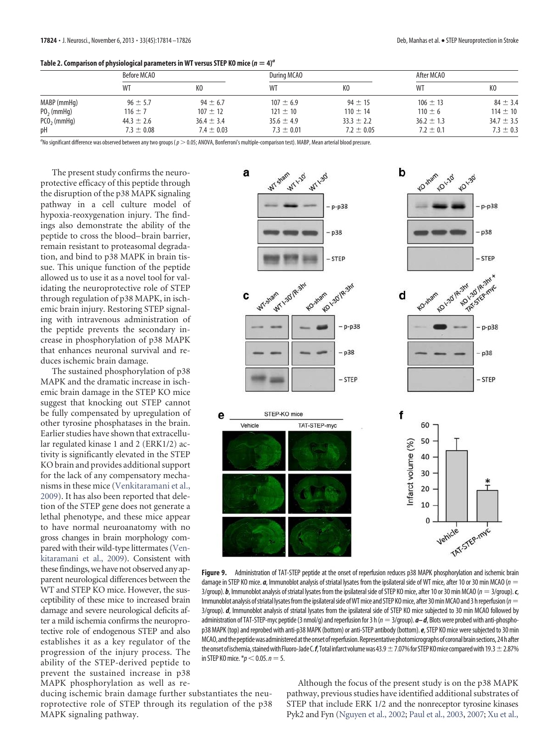**Table 2. Comparison of physiological parameters in WT versus STEP KO mice ($n = 4$)[a]**

| | Before MCAO | | During MCAO | | After MCAO | |
|---|---|---|---|---|---|---|
| | WT | KO | WT | KO | WT | KO |
| MABP (mmHg) | 96 ± 5.7 | 94 ± 6.7 | 107 ± 6.9 | 94 ± 15 | 106 ± 13 | 84 ± 3.4 |
| $PO_2$ (mmHg) | 116 ± 7 | 107 ± 12 | 121 ± 10 | 110 ± 14 | 110 ± 6 | 114 ± 10 |
| $PCO_2$ (mmHg) | 44.3 ± 2.6 | 36.4 ± 3.4 | 35.6 ± 4.9 | 33.3 ± 2.2 | 36.2 ± 1.3 | 34.7 ± 3.5 |
| pH | 7.3 ± 0.08 | 7.4 ± 0.03 | 7.3 ± 0.01 | 7.2 ± 0.05 | 7.2 ± 0.1 | 7.3 ± 0.3 |

[a]No significant difference was observed between any two groups ($p > 0.05$; ANOVA, Bonferroni's multiple-comparison test). MABP, Mean arterial blood pressure.

The present study confirms the neuroprotective efficacy of this peptide through the disruption of the p38 MAPK signaling pathway in a cell culture model of hypoxia-reoxygenation injury. The findings also demonstrate the ability of the peptide to cross the blood–brain barrier, remain resistant to proteasomal degradation, and bind to p38 MAPK in brain tissue. This unique function of the peptide allowed us to use it as a novel tool for validating the neuroprotective role of STEP through regulation of p38 MAPK, in ischemic brain injury. Restoring STEP signaling with intravenous administration of the peptide prevents the secondary increase in phosphorylation of p38 MAPK that enhances neuronal survival and reduces ischemic brain damage.

The sustained phosphorylation of p38 MAPK and the dramatic increase in ischemic brain damage in the STEP KO mice suggest that knocking out STEP cannot be fully compensated by upregulation of other tyrosine phosphatases in the brain. Earlier studies have shown that extracellular regulated kinase 1 and 2 (ERK1/2) activity is significantly elevated in the STEP KO brain and provides additional support for the lack of any compensatory mechanisms in these mice (Venkitaramani et al., 2009). It has also been reported that deletion of the STEP gene does not generate a lethal phenotype, and these mice appear to have normal neuroanatomy with no gross changes in brain morphology compared with their wild-type littermates (Venkitaramani et al., 2009). Consistent with these findings, we have not observed any apparent neurological differences between the WT and STEP KO mice. However, the susceptibility of these mice to increased brain damage and severe neurological deficits after a mild ischemia confirms the neuroprotective role of endogenous STEP and also establishes it as a key regulator of the progression of the injury process. The ability of the STEP-derived peptide to prevent the sustained increase in p38 MAPK phosphorylation as well as reducing ischemic brain damage further substantiates the neuroprotective role of STEP through its regulation of the p38 MAPK signaling pathway.

**Figure 9.** Administration of TAT-STEP peptide at the onset of reperfusion reduces p38 MAPK phosphorylation and ischemic brain damage in STEP KO mice. ***a***, Immunoblot analysis of striatal lysates from the ipsilateral side of WT mice, after 10 or 30 min MCAO ($n = 3$/group). ***b***, Immunoblot analysis of striatal lysates from the ipsilateral side of STEP KO mice, after 10 or 30 min MCAO ($n = 3$/group). ***c***, Immunoblot analysis of striatal lysates from the ipsilateral side of WT mice and STEP KO mice, after 30 min MCAO and 3 h reperfusion ($n = 3$/group). ***d***, Immunoblot analysis of striatal lysates from the ipsilateral side of STEP KO mice subjected to 30 min MCAO followed by administration of TAT-STEP-myc peptide (3 nmol/g) and reperfusion for 3 h ($n = 3$/group). ***a–d***, Blots were probed with anti-phospho-p38 MAPK (top) and reprobed with anti-p38 MAPK (bottom) or anti-STEP antibody (bottom). ***e***, STEP KO mice were subjected to 30 min MCAO, and the peptide was administered at the onset of reperfusion. Representative photomicrographs of coronal brain sections, 24 h after the onset of ischemia, stained with Fluoro-Jade C. ***f***, Total infarct volume was 43.9 ± 7.07% for STEP KO mice compared with 19.3 ± 2.87% in STEP KO mice. *$p < 0.05$. $n = 5$.

Although the focus of the present study is on the p38 MAPK pathway, previous studies have identified additional substrates of STEP that include ERK 1/2 and the nonreceptor tyrosine kinases Pyk2 and Fyn (Nguyen et al., 2002; Paul et al., 2003, 2007; Xu et al.,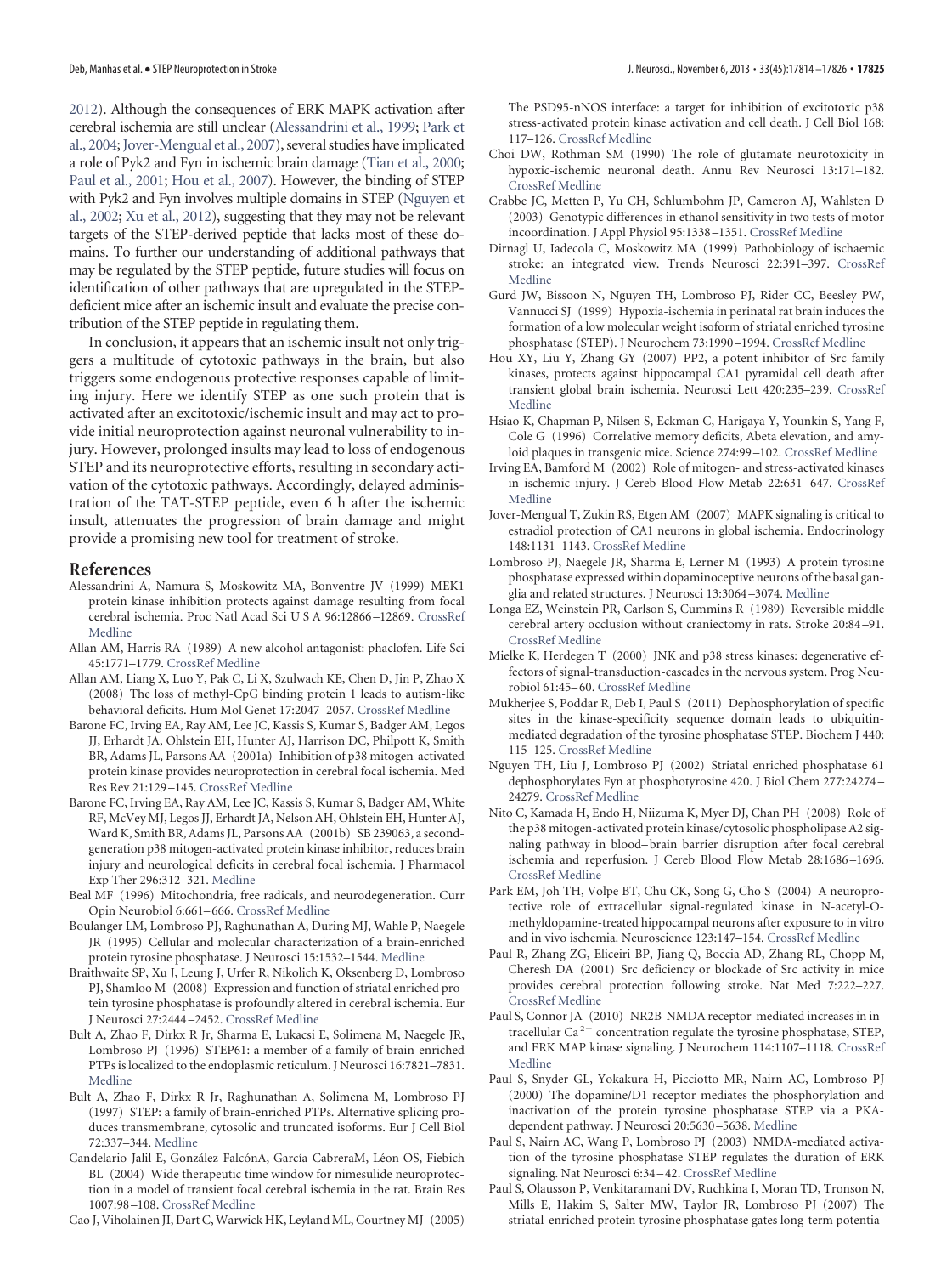2012). Although the consequences of ERK MAPK activation after cerebral ischemia are still unclear (Alessandrini et al., 1999; Park et al., 2004; Jover-Mengual et al., 2007), several studies have implicated a role of Pyk2 and Fyn in ischemic brain damage (Tian et al., 2000; Paul et al., 2001; Hou et al., 2007). However, the binding of STEP with Pyk2 and Fyn involves multiple domains in STEP (Nguyen et al., 2002; Xu et al., 2012), suggesting that they may not be relevant targets of the STEP-derived peptide that lacks most of these domains. To further our understanding of additional pathways that may be regulated by the STEP peptide, future studies will focus on identification of other pathways that are upregulated in the STEP-deficient mice after an ischemic insult and evaluate the precise contribution of the STEP peptide in regulating them.

In conclusion, it appears that an ischemic insult not only triggers a multitude of cytotoxic pathways in the brain, but also triggers some endogenous protective responses capable of limiting injury. Here we identify STEP as one such protein that is activated after an excitotoxic/ischemic insult and may act to provide initial neuroprotection against neuronal vulnerability to injury. However, prolonged insults may lead to loss of endogenous STEP and its neuroprotective efforts, resulting in secondary activation of the cytotoxic pathways. Accordingly, delayed administration of the TAT-STEP peptide, even 6 h after the ischemic insult, attenuates the progression of brain damage and might provide a promising new tool for treatment of stroke.

## References

Alessandrini A, Namura S, Moskowitz MA, Bonventre JV (1999) MEK1 protein kinase inhibition protects against damage resulting from focal cerebral ischemia. Proc Natl Acad Sci U S A 96:12866–12869. CrossRef Medline

Allan AM, Harris RA (1989) A new alcohol antagonist: phaclofen. Life Sci 45:1771–1779. CrossRef Medline

Allan AM, Liang X, Luo Y, Pak C, Li X, Szulwach KE, Chen D, Jin P, Zhao X (2008) The loss of methyl-CpG binding protein 1 leads to autism-like behavioral deficits. Hum Mol Genet 17:2047–2057. CrossRef Medline

Barone FC, Irving EA, Ray AM, Lee JC, Kassis S, Kumar S, Badger AM, Legos JJ, Erhardt JA, Ohlstein EH, Hunter AJ, Harrison DC, Philpott K, Smith BR, Adams JL, Parsons AA (2001a) Inhibition of p38 mitogen-activated protein kinase provides neuroprotection in cerebral focal ischemia. Med Res Rev 21:129–145. CrossRef Medline

Barone FC, Irving EA, Ray AM, Lee JC, Kassis S, Kumar S, Badger AM, White RF, McVey MJ, Legos JJ, Erhardt JA, Nelson AH, Ohlstein EH, Hunter AJ, Ward K, Smith BR, Adams JL, Parsons AA (2001b) SB 239063, a second-generation p38 mitogen-activated protein kinase inhibitor, reduces brain injury and neurological deficits in cerebral focal ischemia. J Pharmacol Exp Ther 296:312–321. Medline

Beal MF (1996) Mitochondria, free radicals, and neurodegeneration. Curr Opin Neurobiol 6:661–666. CrossRef Medline

Boulanger LM, Lombroso PJ, Raghunathan A, During MJ, Wahle P, Naegele JR (1995) Cellular and molecular characterization of a brain-enriched protein tyrosine phosphatase. J Neurosci 15:1532–1544. Medline

Braithwaite SP, Xu J, Leung J, Urfer R, Nikolich K, Oksenberg D, Lombroso PJ, Shamloo M (2008) Expression and function of striatal enriched protein tyrosine phosphatase is profoundly altered in cerebral ischemia. Eur J Neurosci 27:2444–2452. CrossRef Medline

Bult A, Zhao F, Dirkx R Jr, Sharma E, Lukacsi E, Solimena M, Naegele JR, Lombroso PJ (1996) STEP61: a member of a family of brain-enriched PTPs is localized to the endoplasmic reticulum. J Neurosci 16:7821–7831. Medline

Bult A, Zhao F, Dirkx R Jr, Raghunathan A, Solimena M, Lombroso PJ (1997) STEP: a family of brain-enriched PTPs. Alternative splicing produces transmembrane, cytosolic and truncated isoforms. Eur J Cell Biol 72:337–344. Medline

Candelario-Jalil E, González-FalcónA, García-CabreraM, Léon OS, Fiebich BL (2004) Wide therapeutic time window for nimesulide neuroprotection in a model of transient focal cerebral ischemia in the rat. Brain Res 1007:98–108. CrossRef Medline

Cao J, Viholainen JI, Dart C, Warwick HK, Leyland ML, Courtney MJ (2005) The PSD95-nNOS interface: a target for inhibition of excitotoxic p38 stress-activated protein kinase activation and cell death. J Cell Biol 168: 117–126. CrossRef Medline

Choi DW, Rothman SM (1990) The role of glutamate neurotoxicity in hypoxic-ischemic neuronal death. Annu Rev Neurosci 13:171–182. CrossRef Medline

Crabbe JC, Metten P, Yu CH, Schlumbohm JP, Cameron AJ, Wahlsten D (2003) Genotypic differences in ethanol sensitivity in two tests of motor incoordination. J Appl Physiol 95:1338–1351. CrossRef Medline

Dirnagl U, Iadecola C, Moskowitz MA (1999) Pathobiology of ischaemic stroke: an integrated view. Trends Neurosci 22:391–397. CrossRef Medline

Gurd JW, Bissoon N, Nguyen TH, Lombroso PJ, Rider CC, Beesley PW, Vannucci SJ (1999) Hypoxia-ischemia in perinatal rat brain induces the formation of a low molecular weight isoform of striatal enriched tyrosine phosphatase (STEP). J Neurochem 73:1990–1994. CrossRef Medline

Hou XY, Liu Y, Zhang GY (2007) PP2, a potent inhibitor of Src family kinases, protects against hippocampal CA1 pyramidal cell death after transient global brain ischemia. Neurosci Lett 420:235–239. CrossRef Medline

Hsiao K, Chapman P, Nilsen S, Eckman C, Harigaya Y, Younkin S, Yang F, Cole G (1996) Correlative memory deficits, Abeta elevation, and amyloid plaques in transgenic mice. Science 274:99–102. CrossRef Medline

Irving EA, Bamford M (2002) Role of mitogen- and stress-activated kinases in ischemic injury. J Cereb Blood Flow Metab 22:631–647. CrossRef Medline

Jover-Mengual T, Zukin RS, Etgen AM (2007) MAPK signaling is critical to estradiol protection of CA1 neurons in global ischemia. Endocrinology 148:1131–1143. CrossRef Medline

Lombroso PJ, Naegele JR, Sharma E, Lerner M (1993) A protein tyrosine phosphatase expressed within dopaminoceptive neurons of the basal ganglia and related structures. J Neurosci 13:3064–3074. Medline

Longa EZ, Weinstein PR, Carlson S, Cummins R (1989) Reversible middle cerebral artery occlusion without craniectomy in rats. Stroke 20:84–91. CrossRef Medline

Mielke K, Herdegen T (2000) JNK and p38 stress kinases: degenerative effectors of signal-transduction-cascades in the nervous system. Prog Neurobiol 61:45–60. CrossRef Medline

Mukherjee S, Poddar R, Deb I, Paul S (2011) Dephosphorylation of specific sites in the kinase-specificity sequence domain leads to ubiquitin-mediated degradation of the tyrosine phosphatase STEP. Biochem J 440: 115–125. CrossRef Medline

Nguyen TH, Liu J, Lombroso PJ (2002) Striatal enriched phosphatase 61 dephosphorylates Fyn at phosphotyrosine 420. J Biol Chem 277:24274–24279. CrossRef Medline

Nito C, Kamada H, Endo H, Niizuma K, Myer DJ, Chan PH (2008) Role of the p38 mitogen-activated protein kinase/cytosolic phospholipase A2 signaling pathway in blood–brain barrier disruption after focal cerebral ischemia and reperfusion. J Cereb Blood Flow Metab 28:1686–1696. CrossRef Medline

Park EM, Joh TH, Volpe BT, Chu CK, Song G, Cho S (2004) A neuroprotective role of extracellular signal-regulated kinase in N-acetyl-O-methyldopamine-treated hippocampal neurons after exposure to in vitro and in vivo ischemia. Neuroscience 123:147–154. CrossRef Medline

Paul R, Zhang ZG, Eliceiri BP, Jiang Q, Boccia AD, Zhang RL, Chopp M, Cheresh DA (2001) Src deficiency or blockade of Src activity in mice provides cerebral protection following stroke. Nat Med 7:222–227. CrossRef Medline

Paul S, Connor JA (2010) NR2B-NMDA receptor-mediated increases in intracellular $Ca^{2+}$ concentration regulate the tyrosine phosphatase, STEP, and ERK MAP kinase signaling. J Neurochem 114:1107–1118. CrossRef Medline

Paul S, Snyder GL, Yokakura H, Picciotto MR, Nairn AC, Lombroso PJ (2000) The dopamine/D1 receptor mediates the phosphorylation and inactivation of the protein tyrosine phosphatase STEP via a PKA-dependent pathway. J Neurosci 20:5630–5638. Medline

Paul S, Nairn AC, Wang P, Lombroso PJ (2003) NMDA-mediated activation of the tyrosine phosphatase STEP regulates the duration of ERK signaling. Nat Neurosci 6:34–42. CrossRef Medline

Paul S, Olausson P, Venkitaramani DV, Ruchkina I, Moran TD, Tronson N, Mills E, Hakim S, Salter MW, Taylor JR, Lombroso PJ (2007) The striatal-enriched protein tyrosine phosphatase gates long-term potentia-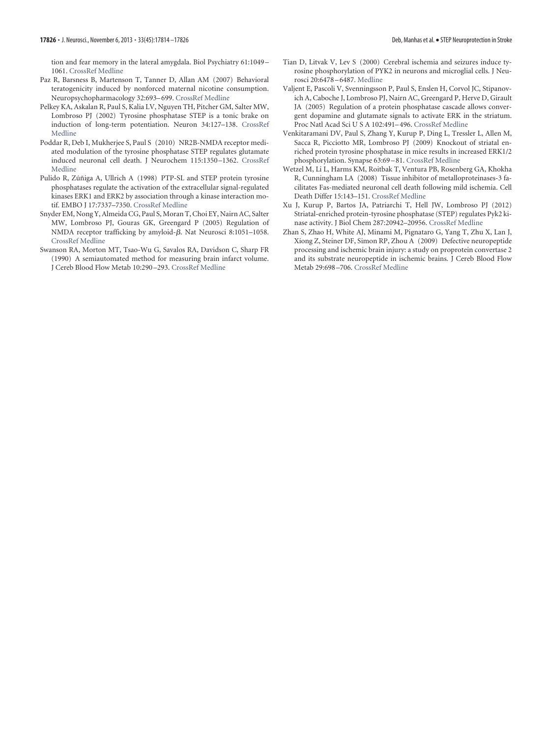tion and fear memory in the lateral amygdala. Biol Psychiatry 61:1049–1061. CrossRef Medline

Paz R, Barsness B, Martenson T, Tanner D, Allan AM (2007) Behavioral teratogenicity induced by nonforced maternal nicotine consumption. Neuropsychopharmacology 32:693–699. CrossRef Medline

Pelkey KA, Askalan R, Paul S, Kalia LV, Nguyen TH, Pitcher GM, Salter MW, Lombroso PJ (2002) Tyrosine phosphatase STEP is a tonic brake on induction of long-term potentiation. Neuron 34:127–138. CrossRef Medline

Poddar R, Deb I, Mukherjee S, Paul S (2010) NR2B-NMDA receptor mediated modulation of the tyrosine phosphatase STEP regulates glutamate induced neuronal cell death. J Neurochem 115:1350–1362. CrossRef Medline

Pulido R, Zúñiga A, Ullrich A (1998) PTP-SL and STEP protein tyrosine phosphatases regulate the activation of the extracellular signal-regulated kinases ERK1 and ERK2 by association through a kinase interaction motif. EMBO J 17:7337–7350. CrossRef Medline

Snyder EM, Nong Y, Almeida CG, Paul S, Moran T, Choi EY, Nairn AC, Salter MW, Lombroso PJ, Gouras GK, Greengard P (2005) Regulation of NMDA receptor trafficking by amyloid-$\beta$. Nat Neurosci 8:1051–1058. CrossRef Medline

Swanson RA, Morton MT, Tsao-Wu G, Savalos RA, Davidson C, Sharp FR (1990) A semiautomated method for measuring brain infarct volume. J Cereb Blood Flow Metab 10:290–293. CrossRef Medline

Tian D, Litvak V, Lev S (2000) Cerebral ischemia and seizures induce tyrosine phosphorylation of PYK2 in neurons and microglial cells. J Neurosci 20:6478–6487. Medline

Valjent E, Pascoli V, Svenningsson P, Paul S, Enslen H, Corvol JC, Stipanovich A, Caboche J, Lombroso PJ, Nairn AC, Greengard P, Herve D, Girault JA (2005) Regulation of a protein phosphatase cascade allows convergent dopamine and glutamate signals to activate ERK in the striatum. Proc Natl Acad Sci U S A 102:491–496. CrossRef Medline

Venkitaramani DV, Paul S, Zhang Y, Kurup P, Ding L, Tressler L, Allen M, Sacca R, Picciotto MR, Lombroso PJ (2009) Knockout of striatal enriched protein tyrosine phosphatase in mice results in increased ERK1/2 phosphorylation. Synapse 63:69–81. CrossRef Medline

Wetzel M, Li L, Harms KM, Roitbak T, Ventura PB, Rosenberg GA, Khokha R, Cunningham LA (2008) Tissue inhibitor of metalloproteinases-3 facilitates Fas-mediated neuronal cell death following mild ischemia. Cell Death Differ 15:143–151. CrossRef Medline

Xu J, Kurup P, Bartos JA, Patriarchi T, Hell JW, Lombroso PJ (2012) Striatal-enriched protein-tyrosine phosphatase (STEP) regulates Pyk2 kinase activity. J Biol Chem 287:20942–20956. CrossRef Medline

Zhan S, Zhao H, White AJ, Minami M, Pignataro G, Yang T, Zhu X, Lan J, Xiong Z, Steiner DF, Simon RP, Zhou A (2009) Defective neuropeptide processing and ischemic brain injury: a study on proprotein convertase 2 and its substrate neuropeptide in ischemic brains. J Cereb Blood Flow Metab 29:698–706. CrossRef Medline